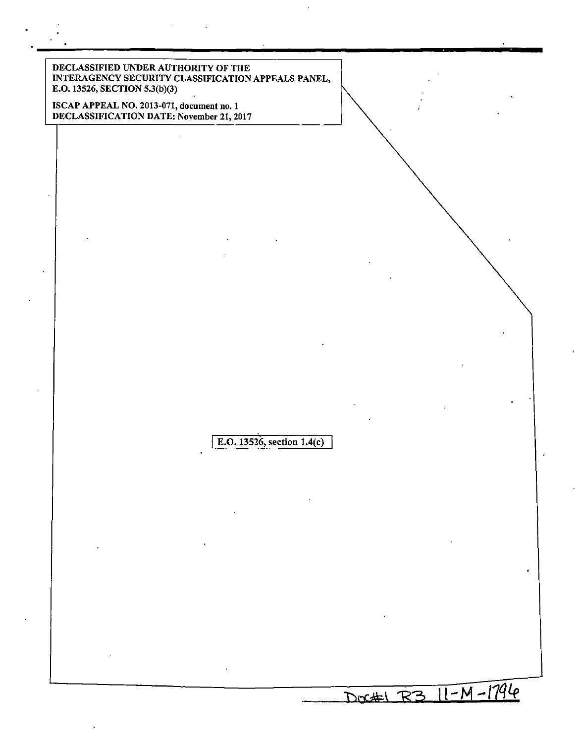**DECLASSIFIED UNDER AUTHORITY OF THE INTERAGENCY SECURITY CLASSIFICATION APPEALS PANEL, E.O. 13526, SECTION 5.3(b)(3)**

**ISCAP APPEAL NO. 2013-071, document no. 1**
**DECLASSIFICATION DATE: November 21, 2017**

**E.O. 13526, section 1.4(c)**

Doc#1 R3 11-M-1796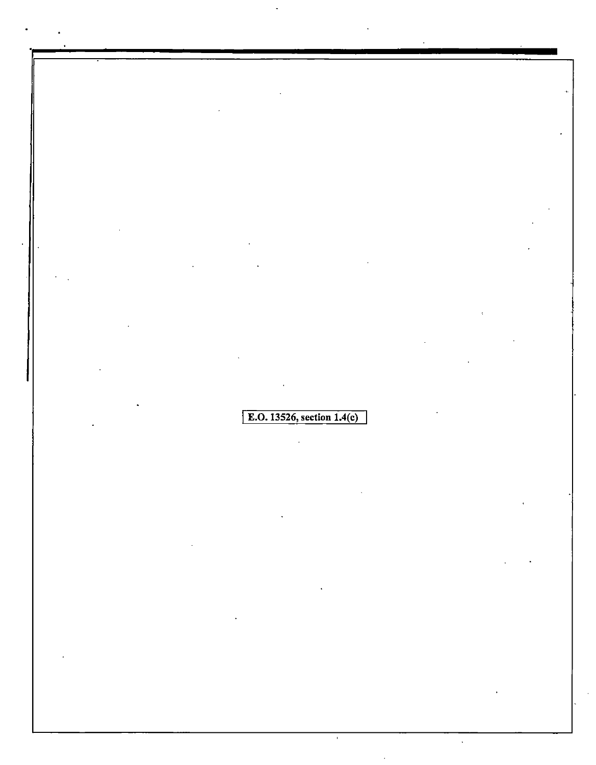E.O. 13526, section 1.4(c)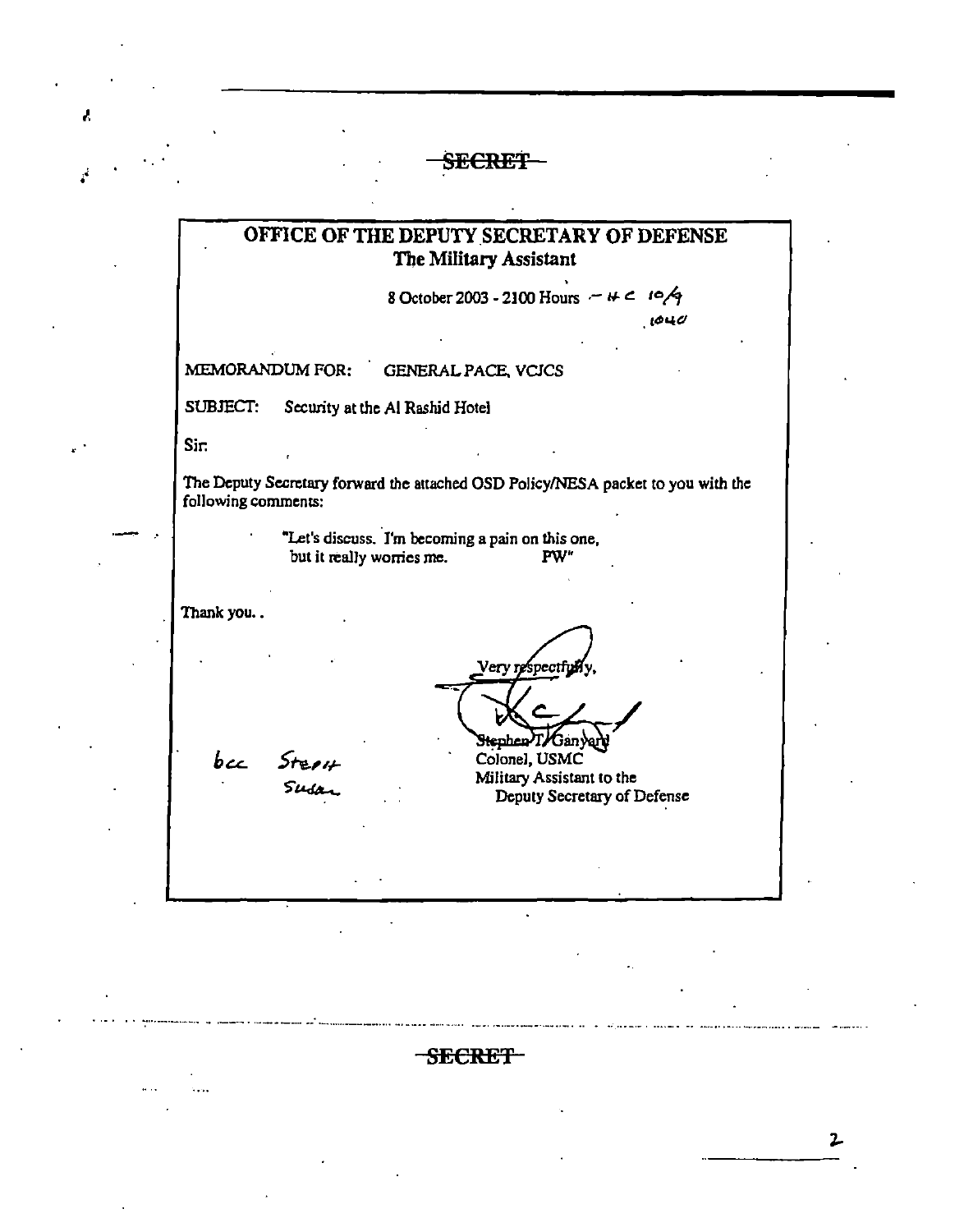~~SECRET~~

# OFFICE OF THE DEPUTY SECRETARY OF DEFENSE
## The Military Assistant

8 October 2003 - 2100 Hours — HC 10/9
1040

MEMORANDUM FOR: GENERAL PACE, VCJCS

SUBJECT: Security at the Al Rashid Hotel

Sir:

The Deputy Secretary forward the attached OSD Policy/NESA packet to you with the following comments:

> "Let's discuss. I'm becoming a pain on this one, but it really worries me. PW"

Thank you..

Very respectfully,

Stephen T. Ganyard
Colonel, USMC
Military Assistant to the
Deputy Secretary of Defense

bcc Steph
Sudan

~~SECRET~~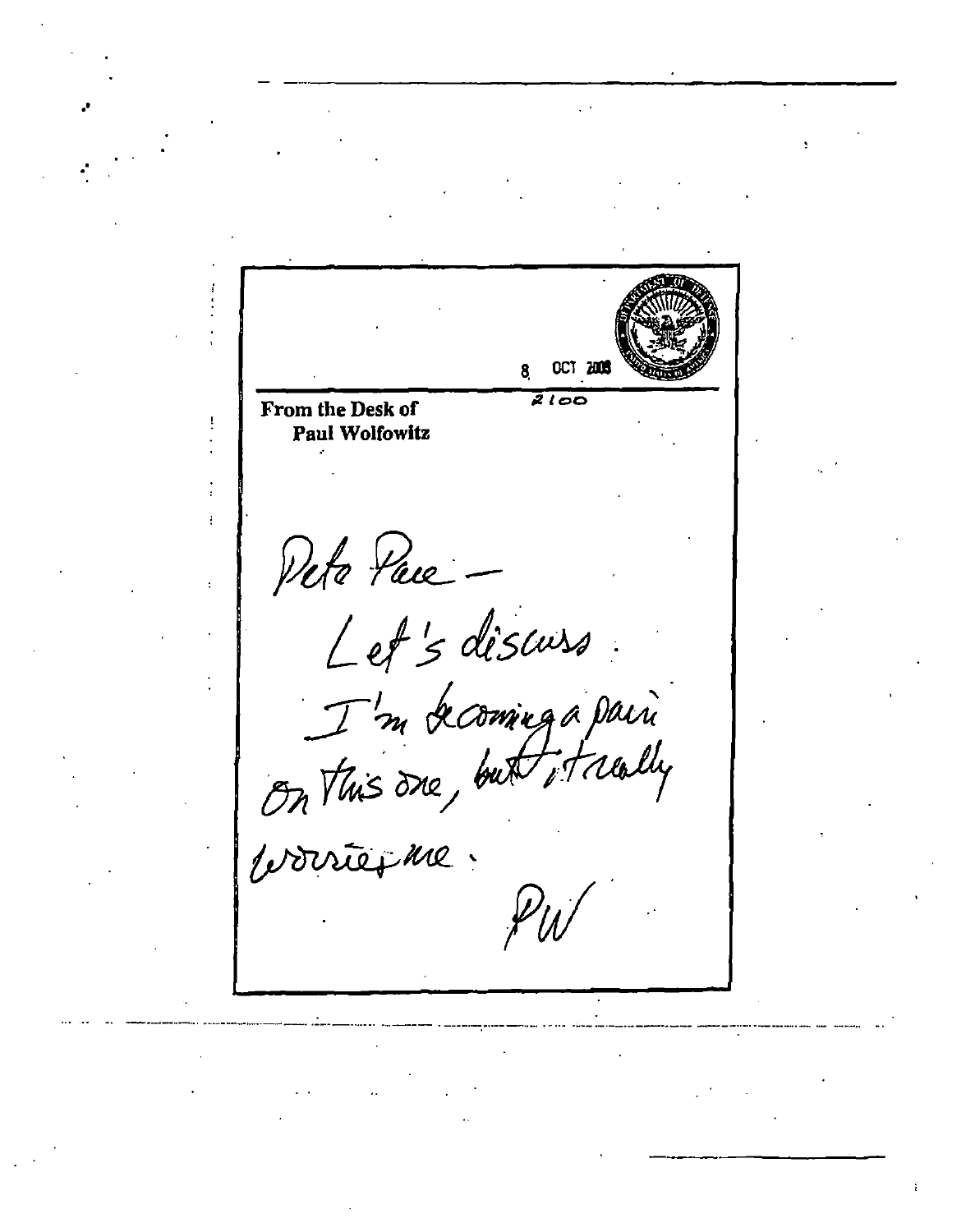8 OCT 2003

2100

**From the Desk of**
**Paul Wolfowitz**

Pete Pace –

Let's discuss.

I'm becoming a pain on this one, but it really worries me.

PW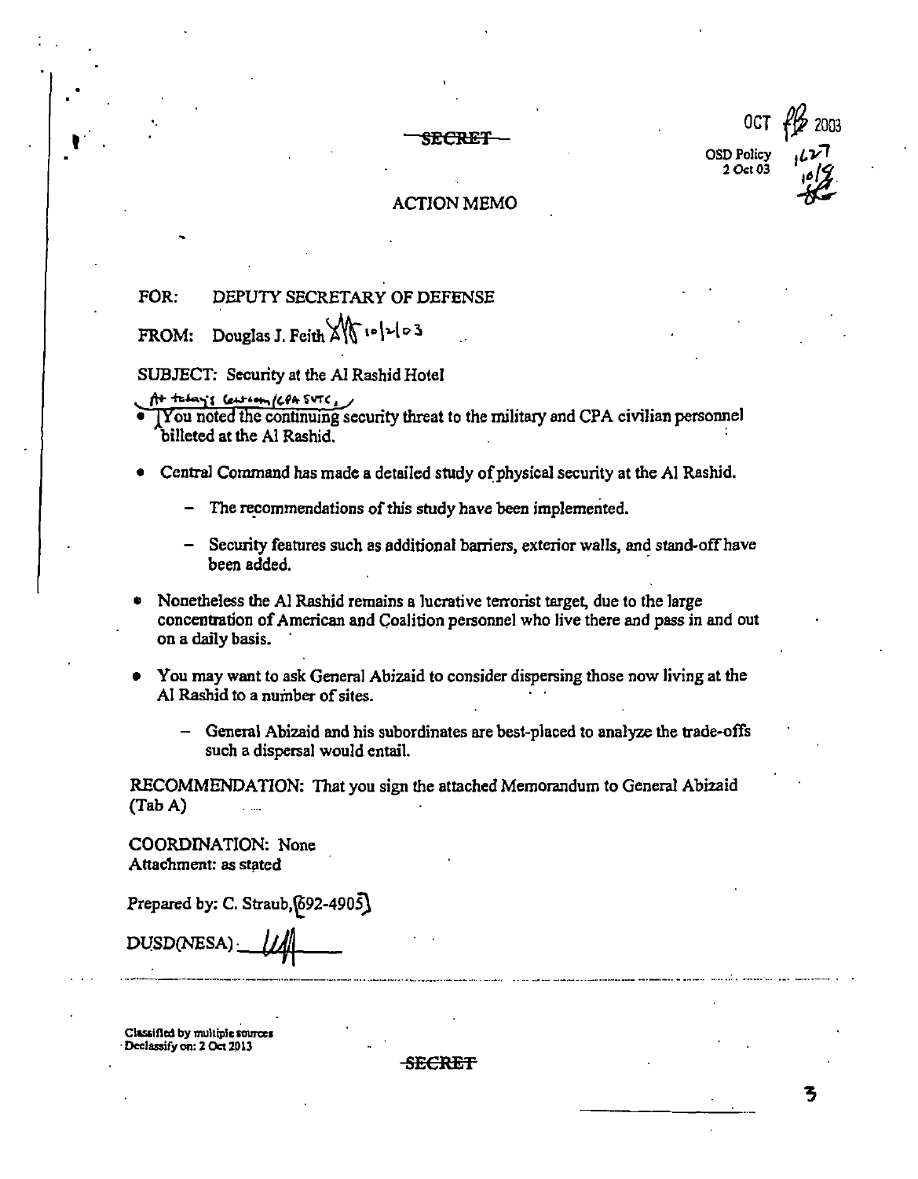SECRET

OCT 2003

OSD Policy
2 Oct 03

1427
10/9

## ACTION MEMO

FOR: DEPUTY SECRETARY OF DEFENSE

FROM: Douglas J. Feith 10/2/03

SUBJECT: Security at the Al Rashid Hotel

- At today's Centcom/CPA SVTC, You noted the continuing security threat to the military and CPA civilian personnel billeted at the Al Rashid.
- Central Command has made a detailed study of physical security at the Al Rashid.
  - The recommendations of this study have been implemented.
  - Security features such as additional barriers, exterior walls, and stand-off have been added.
- Nonetheless the Al Rashid remains a lucrative terrorist target, due to the large concentration of American and Coalition personnel who live there and pass in and out on a daily basis.
- You may want to ask General Abizaid to consider dispersing those now living at the Al Rashid to a number of sites.
  - General Abizaid and his subordinates are best-placed to analyze the trade-offs such a dispersal would entail.

RECOMMENDATION: That you sign the attached Memorandum to General Abizaid (Tab A)

COORDINATION: None
Attachment: as stated

Prepared by: C. Straub, 692-4905

DUSD(NESA): ______

Classified by multiple sources
Declassify on: 2 Oct 2013

SECRET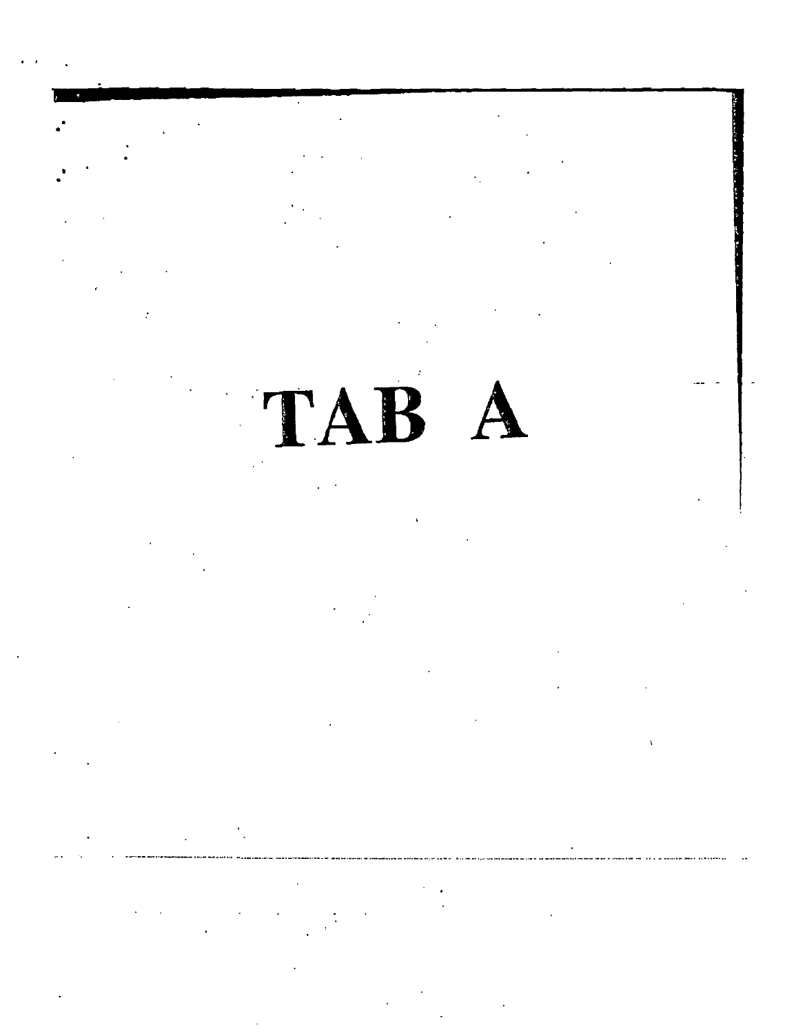# TAB A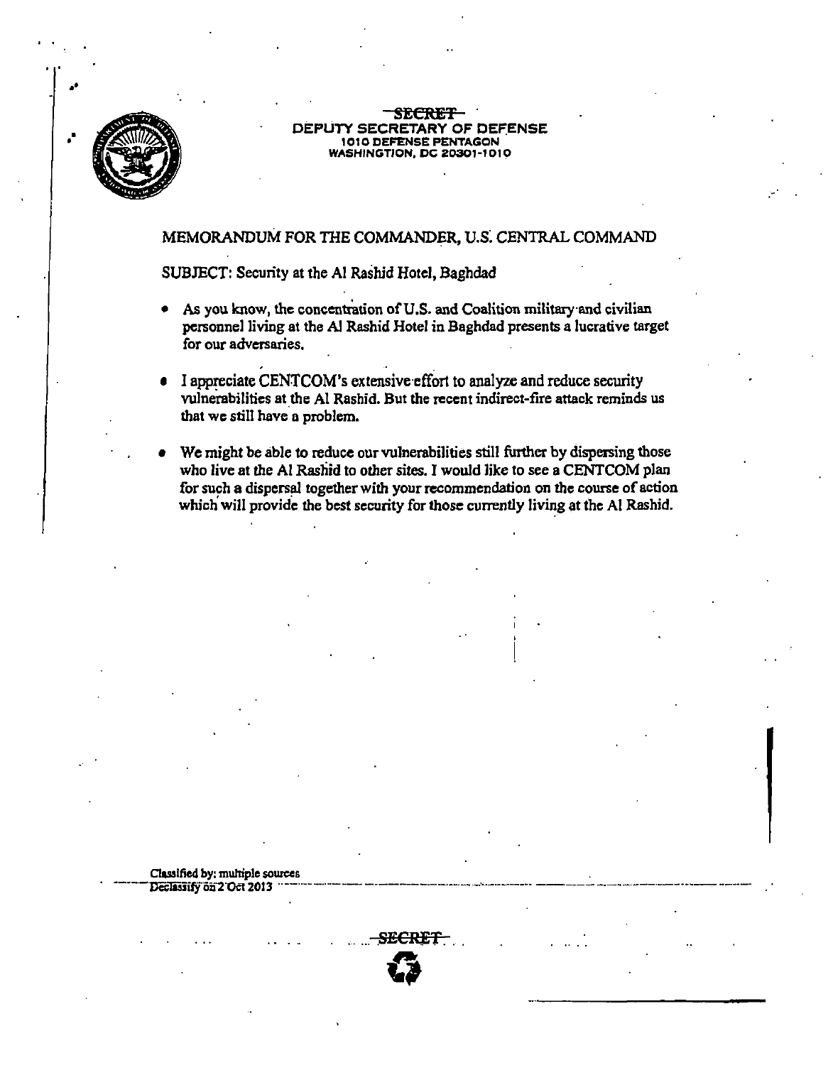~~SECRET~~

DEPUTY SECRETARY OF DEFENSE
1010 DEFENSE PENTAGON
WASHINGTON, DC 20301-1010

MEMORANDUM FOR THE COMMANDER, U.S. CENTRAL COMMAND

SUBJECT: Security at the Al Rashid Hotel, Baghdad

- As you know, the concentration of U.S. and Coalition military and civilian personnel living at the Al Rashid Hotel in Baghdad presents a lucrative target for our adversaries.
- I appreciate CENTCOM's extensive effort to analyze and reduce security vulnerabilities at the Al Rashid. But the recent indirect-fire attack reminds us that we still have a problem.
- We might be able to reduce our vulnerabilities still further by dispersing those who live at the Al Rashid to other sites. I would like to see a CENTCOM plan for such a dispersal together with your recommendation on the course of action which will provide the best security for those currently living at the Al Rashid.

Classified by: multiple sources
Declassify on 2 Oct 2013

~~SECRET~~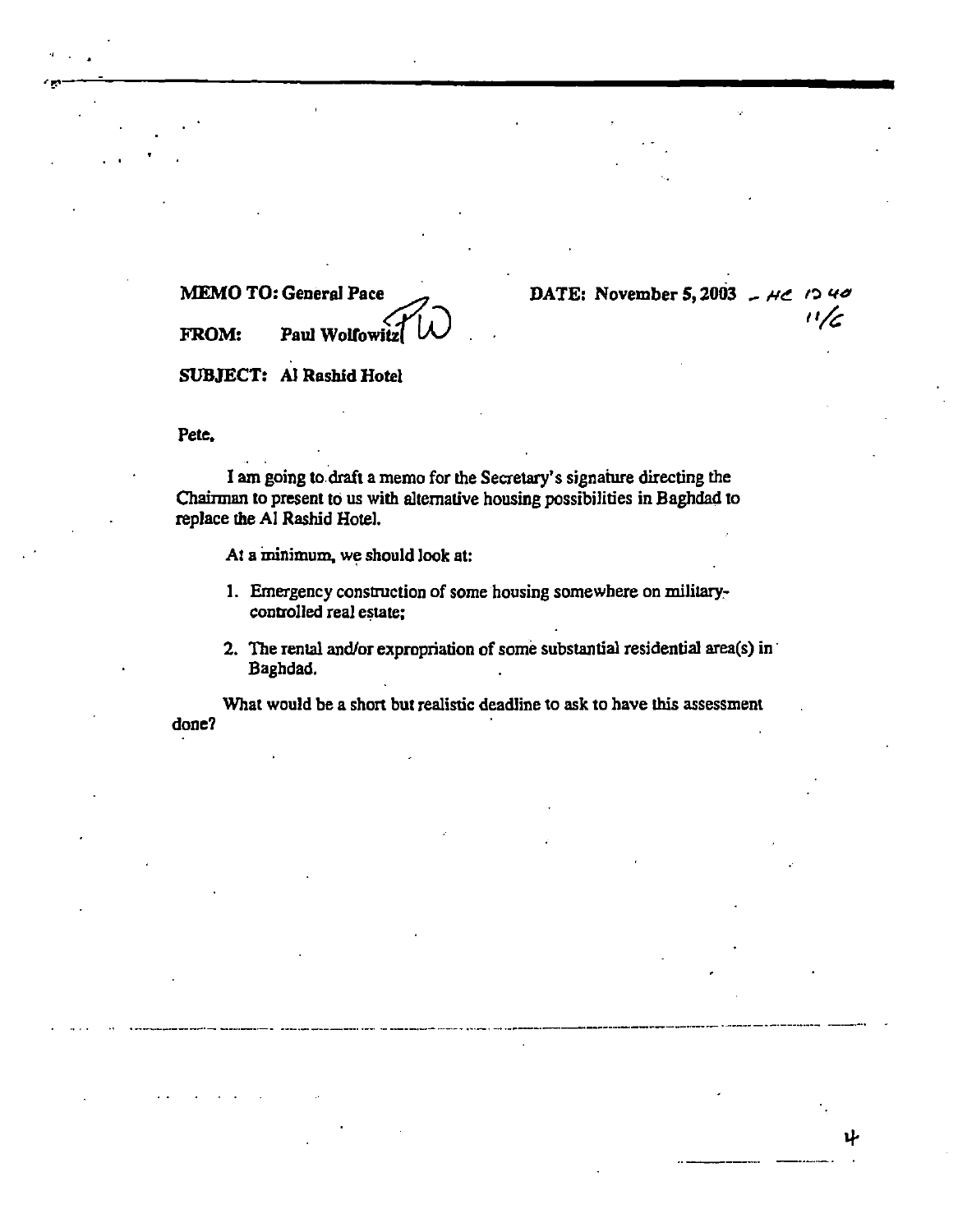MEMO TO: General Pace

DATE: November 5, 2003 – HC 1040 11/6

FROM: Paul Wolfowitz PW

SUBJECT: Al Rashid Hotel

Pete,

I am going to draft a memo for the Secretary's signature directing the Chairman to present to us with alternative housing possibilities in Baghdad to replace the Al Rashid Hotel.

At a minimum, we should look at:

1. Emergency construction of some housing somewhere on military-controlled real estate;
2. The rental and/or expropriation of some substantial residential area(s) in Baghdad.

What would be a short but realistic deadline to ask to have this assessment done?